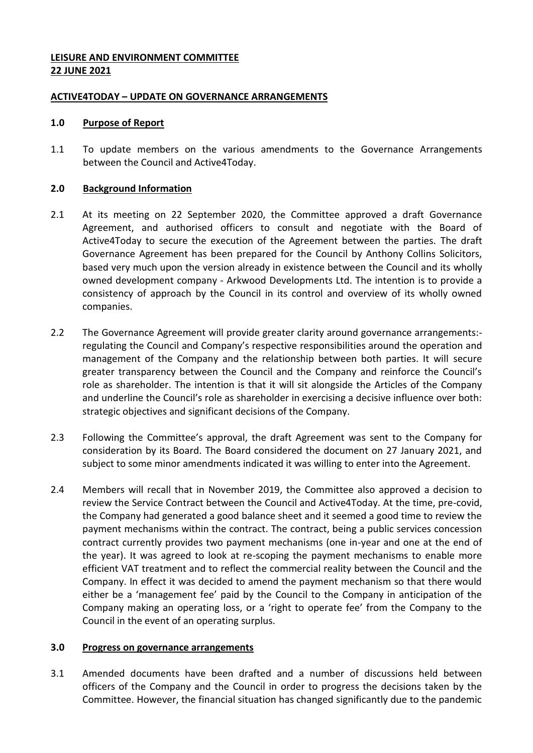**LEISURE AND ENVIRONMENT COMMITTEE**
**22 JUNE 2021**

**ACTIVE4TODAY – UPDATE ON GOVERNANCE ARRANGEMENTS**

## 1.0 Purpose of Report

1.1 To update members on the various amendments to the Governance Arrangements between the Council and Active4Today.

## 2.0 Background Information

2.1 At its meeting on 22 September 2020, the Committee approved a draft Governance Agreement, and authorised officers to consult and negotiate with the Board of Active4Today to secure the execution of the Agreement between the parties. The draft Governance Agreement has been prepared for the Council by Anthony Collins Solicitors, based very much upon the version already in existence between the Council and its wholly owned development company - Arkwood Developments Ltd. The intention is to provide a consistency of approach by the Council in its control and overview of its wholly owned companies.

2.2 The Governance Agreement will provide greater clarity around governance arrangements:- regulating the Council and Company's respective responsibilities around the operation and management of the Company and the relationship between both parties. It will secure greater transparency between the Council and the Company and reinforce the Council's role as shareholder. The intention is that it will sit alongside the Articles of the Company and underline the Council's role as shareholder in exercising a decisive influence over both: strategic objectives and significant decisions of the Company.

2.3 Following the Committee's approval, the draft Agreement was sent to the Company for consideration by its Board. The Board considered the document on 27 January 2021, and subject to some minor amendments indicated it was willing to enter into the Agreement.

2.4 Members will recall that in November 2019, the Committee also approved a decision to review the Service Contract between the Council and Active4Today. At the time, pre-covid, the Company had generated a good balance sheet and it seemed a good time to review the payment mechanisms within the contract. The contract, being a public services concession contract currently provides two payment mechanisms (one in-year and one at the end of the year). It was agreed to look at re-scoping the payment mechanisms to enable more efficient VAT treatment and to reflect the commercial reality between the Council and the Company. In effect it was decided to amend the payment mechanism so that there would either be a 'management fee' paid by the Council to the Company in anticipation of the Company making an operating loss, or a 'right to operate fee' from the Company to the Council in the event of an operating surplus.

## 3.0 Progress on governance arrangements

3.1 Amended documents have been drafted and a number of discussions held between officers of the Company and the Council in order to progress the decisions taken by the Committee. However, the financial situation has changed significantly due to the pandemic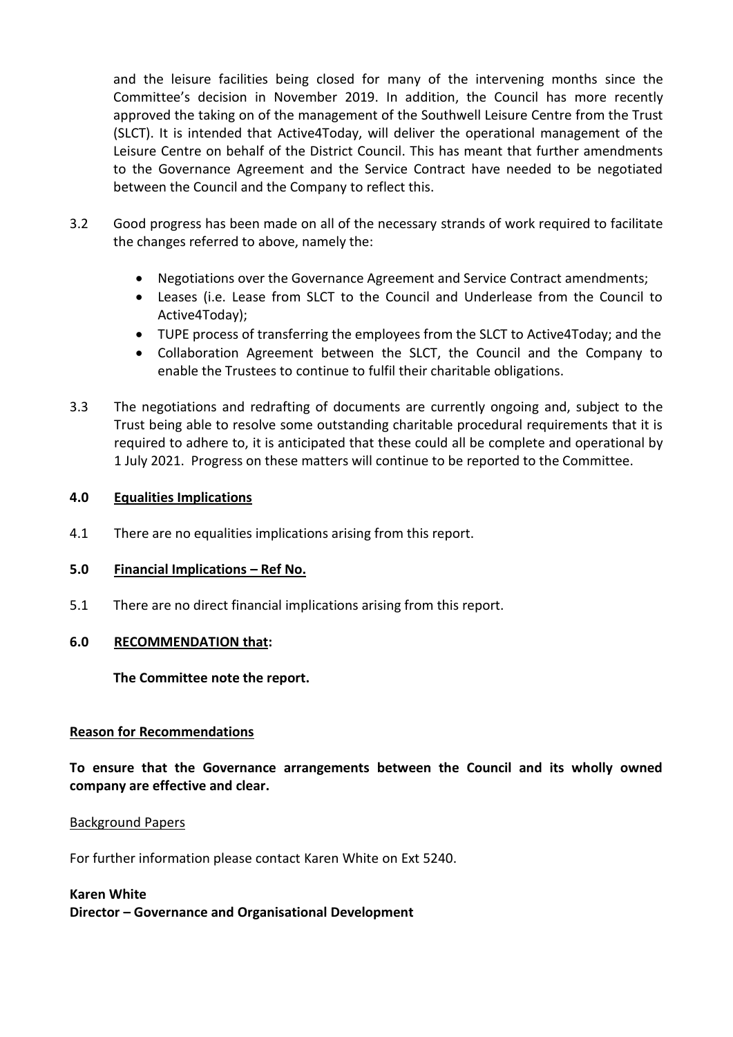and the leisure facilities being closed for many of the intervening months since the Committee's decision in November 2019. In addition, the Council has more recently approved the taking on of the management of the Southwell Leisure Centre from the Trust (SLCT). It is intended that Active4Today, will deliver the operational management of the Leisure Centre on behalf of the District Council. This has meant that further amendments to the Governance Agreement and the Service Contract have needed to be negotiated between the Council and the Company to reflect this.

3.2 Good progress has been made on all of the necessary strands of work required to facilitate the changes referred to above, namely the:

- Negotiations over the Governance Agreement and Service Contract amendments;
- Leases (i.e. Lease from SLCT to the Council and Underlease from the Council to Active4Today);
- TUPE process of transferring the employees from the SLCT to Active4Today; and the
- Collaboration Agreement between the SLCT, the Council and the Company to enable the Trustees to continue to fulfil their charitable obligations.

3.3 The negotiations and redrafting of documents are currently ongoing and, subject to the Trust being able to resolve some outstanding charitable procedural requirements that it is required to adhere to, it is anticipated that these could all be complete and operational by 1 July 2021. Progress on these matters will continue to be reported to the Committee.

## 4.0 Equalities Implications

4.1 There are no equalities implications arising from this report.

## 5.0 Financial Implications – Ref No.

5.1 There are no direct financial implications arising from this report.

## 6.0 RECOMMENDATION that:

**The Committee note the report.**

**Reason for Recommendations**

**To ensure that the Governance arrangements between the Council and its wholly owned company are effective and clear.**

Background Papers

For further information please contact Karen White on Ext 5240.

**Karen White**
**Director – Governance and Organisational Development**